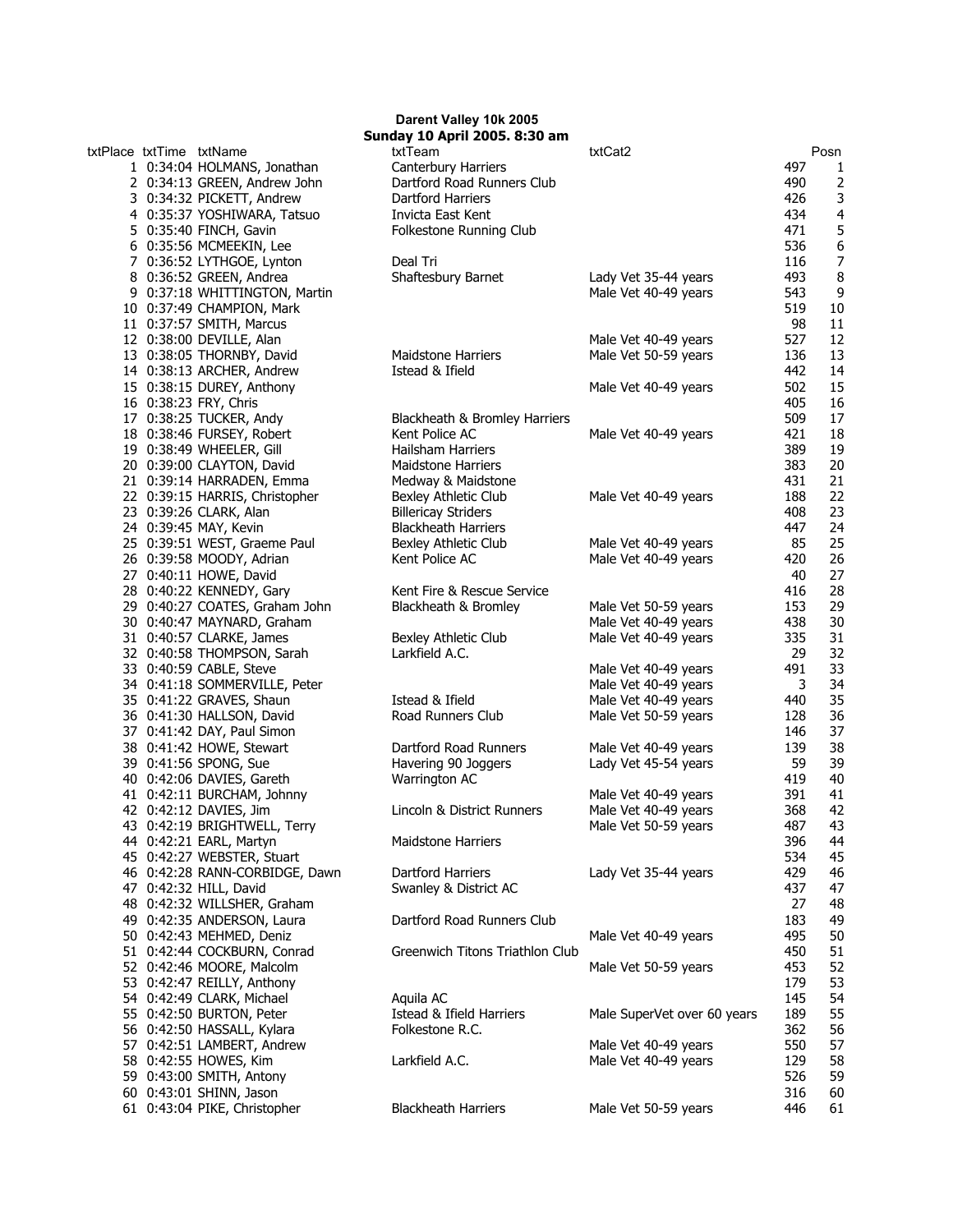# Darent Valley 10k 2005

## Sunday 10 April 2005. 8:30 am

| txtPlace | txtTime | txtName | txtTeam | txtCat2 | | Posn |
|---|---|---|---|---|---|---|
| 1 | 0:34:04 | HOLMANS, Jonathan | Canterbury Harriers | | 497 | 1 |
| 2 | 0:34:13 | GREEN, Andrew John | Dartford Road Runners Club | | 490 | 2 |
| 3 | 0:34:32 | PICKETT, Andrew | Dartford Harriers | | 426 | 3 |
| 4 | 0:35:37 | YOSHIWARA, Tatsuo | Invicta East Kent | | 434 | 4 |
| 5 | 0:35:40 | FINCH, Gavin | Folkestone Running Club | | 471 | 5 |
| 6 | 0:35:56 | MCMEEKIN, Lee | | | 536 | 6 |
| 7 | 0:36:52 | LYTHGOE, Lynton | Deal Tri | | 116 | 7 |
| 8 | 0:36:52 | GREEN, Andrea | Shaftesbury Barnet | Lady Vet 35-44 years | 493 | 8 |
| 9 | 0:37:18 | WHITTINGTON, Martin | | Male Vet 40-49 years | 543 | 9 |
| 10 | 0:37:49 | CHAMPION, Mark | | | 519 | 10 |
| 11 | 0:37:57 | SMITH, Marcus | | | 98 | 11 |
| 12 | 0:38:00 | DEVILLE, Alan | | Male Vet 40-49 years | 527 | 12 |
| 13 | 0:38:05 | THORNBY, David | Maidstone Harriers | Male Vet 50-59 years | 136 | 13 |
| 14 | 0:38:13 | ARCHER, Andrew | Istead & Ifield | | 442 | 14 |
| 15 | 0:38:15 | DUREY, Anthony | | Male Vet 40-49 years | 502 | 15 |
| 16 | 0:38:23 | FRY, Chris | | | 405 | 16 |
| 17 | 0:38:25 | TUCKER, Andy | Blackheath & Bromley Harriers | | 509 | 17 |
| 18 | 0:38:46 | FURSEY, Robert | Kent Police AC | Male Vet 40-49 years | 421 | 18 |
| 19 | 0:38:49 | WHEELER, Gill | Hailsham Harriers | | 389 | 19 |
| 20 | 0:39:00 | CLAYTON, David | Maidstone Harriers | | 383 | 20 |
| 21 | 0:39:14 | HARRADEN, Emma | Medway & Maidstone | | 431 | 21 |
| 22 | 0:39:15 | HARRIS, Christopher | Bexley Athletic Club | Male Vet 40-49 years | 188 | 22 |
| 23 | 0:39:26 | CLARK, Alan | Billericay Striders | | 408 | 23 |
| 24 | 0:39:45 | MAY, Kevin | Blackheath Harriers | | 447 | 24 |
| 25 | 0:39:51 | WEST, Graeme Paul | Bexley Athletic Club | Male Vet 40-49 years | 85 | 25 |
| 26 | 0:39:58 | MOODY, Adrian | Kent Police AC | Male Vet 40-49 years | 420 | 26 |
| 27 | 0:40:11 | HOWE, David | | | 40 | 27 |
| 28 | 0:40:22 | KENNEDY, Gary | Kent Fire & Rescue Service | | 416 | 28 |
| 29 | 0:40:27 | COATES, Graham John | Blackheath & Bromley | Male Vet 50-59 years | 153 | 29 |
| 30 | 0:40:47 | MAYNARD, Graham | | Male Vet 40-49 years | 438 | 30 |
| 31 | 0:40:57 | CLARKE, James | Bexley Athletic Club | Male Vet 40-49 years | 335 | 31 |
| 32 | 0:40:58 | THOMPSON, Sarah | Larkfield A.C. | | 29 | 32 |
| 33 | 0:40:59 | CABLE, Steve | | Male Vet 40-49 years | 491 | 33 |
| 34 | 0:41:18 | SOMMERVILLE, Peter | | Male Vet 40-49 years | 3 | 34 |
| 35 | 0:41:22 | GRAVES, Shaun | Istead & Ifield | Male Vet 40-49 years | 440 | 35 |
| 36 | 0:41:30 | HALLSON, David | Road Runners Club | Male Vet 50-59 years | 128 | 36 |
| 37 | 0:41:42 | DAY, Paul Simon | | | 146 | 37 |
| 38 | 0:41:42 | HOWE, Stewart | Dartford Road Runners | Male Vet 40-49 years | 139 | 38 |
| 39 | 0:41:56 | SPONG, Sue | Havering 90 Joggers | Lady Vet 45-54 years | 59 | 39 |
| 40 | 0:42:06 | DAVIES, Gareth | Warrington AC | | 419 | 40 |
| 41 | 0:42:11 | BURCHAM, Johnny | | Male Vet 40-49 years | 391 | 41 |
| 42 | 0:42:12 | DAVIES, Jim | Lincoln & District Runners | Male Vet 40-49 years | 368 | 42 |
| 43 | 0:42:19 | BRIGHTWELL, Terry | | Male Vet 50-59 years | 487 | 43 |
| 44 | 0:42:21 | EARL, Martyn | Maidstone Harriers | | 396 | 44 |
| 45 | 0:42:27 | WEBSTER, Stuart | | | 534 | 45 |
| 46 | 0:42:28 | RANN-CORBIDGE, Dawn | Dartford Harriers | Lady Vet 35-44 years | 429 | 46 |
| 47 | 0:42:32 | HILL, David | Swanley & District AC | | 437 | 47 |
| 48 | 0:42:32 | WILLSHER, Graham | | | 27 | 48 |
| 49 | 0:42:35 | ANDERSON, Laura | Dartford Road Runners Club | | 183 | 49 |
| 50 | 0:42:43 | MEHMED, Deniz | | Male Vet 40-49 years | 495 | 50 |
| 51 | 0:42:44 | COCKBURN, Conrad | Greenwich Titons Triathlon Club | | 450 | 51 |
| 52 | 0:42:46 | MOORE, Malcolm | | Male Vet 50-59 years | 453 | 52 |
| 53 | 0:42:47 | REILLY, Anthony | | | 179 | 53 |
| 54 | 0:42:49 | CLARK, Michael | Aquila AC | | 145 | 54 |
| 55 | 0:42:50 | BURTON, Peter | Istead & Ifield Harriers | Male SuperVet over 60 years | 189 | 55 |
| 56 | 0:42:50 | HASSALL, Kylara | Folkestone R.C. | | 362 | 56 |
| 57 | 0:42:51 | LAMBERT, Andrew | | Male Vet 40-49 years | 550 | 57 |
| 58 | 0:42:55 | HOWES, Kim | Larkfield A.C. | Male Vet 40-49 years | 129 | 58 |
| 59 | 0:43:00 | SMITH, Antony | | | 526 | 59 |
| 60 | 0:43:01 | SHINN, Jason | | | 316 | 60 |
| 61 | 0:43:04 | PIKE, Christopher | Blackheath Harriers | Male Vet 50-59 years | 446 | 61 |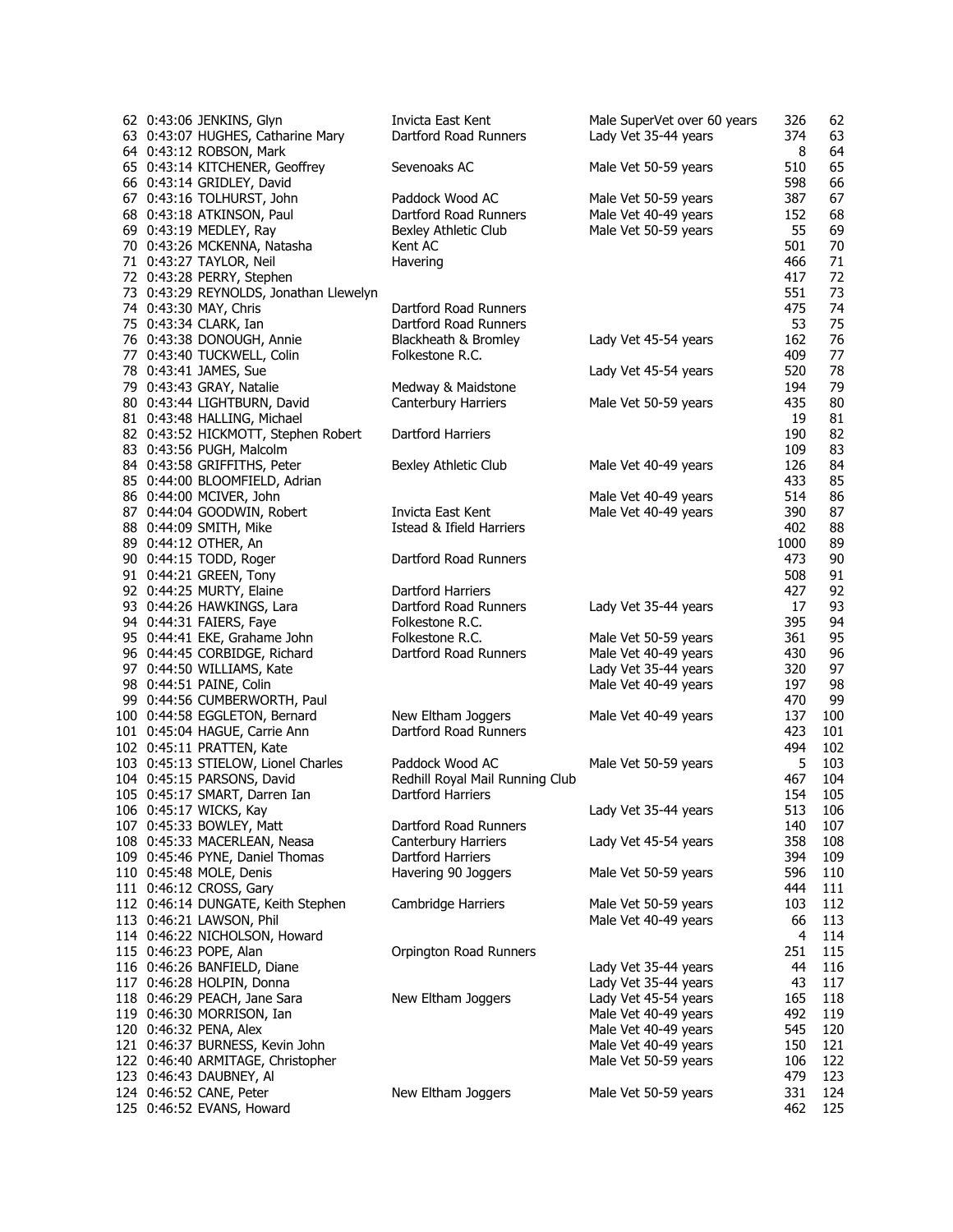| Pos | Time | Name | Club | Category | No. | |
|---|---|---|---|---|---|---|
| 62 | 0:43:06 | JENKINS, Glyn | Invicta East Kent | Male SuperVet over 60 years | 326 | 62 |
| 63 | 0:43:07 | HUGHES, Catharine Mary | Dartford Road Runners | Lady Vet 35-44 years | 374 | 63 |
| 64 | 0:43:12 | ROBSON, Mark | | | 8 | 64 |
| 65 | 0:43:14 | KITCHENER, Geoffrey | Sevenoaks AC | Male Vet 50-59 years | 510 | 65 |
| 66 | 0:43:14 | GRIDLEY, David | | | 598 | 66 |
| 67 | 0:43:16 | TOLHURST, John | Paddock Wood AC | Male Vet 50-59 years | 387 | 67 |
| 68 | 0:43:18 | ATKINSON, Paul | Dartford Road Runners | Male Vet 40-49 years | 152 | 68 |
| 69 | 0:43:19 | MEDLEY, Ray | Bexley Athletic Club | Male Vet 50-59 years | 55 | 69 |
| 70 | 0:43:26 | MCKENNA, Natasha | Kent AC | | 501 | 70 |
| 71 | 0:43:27 | TAYLOR, Neil | Havering | | 466 | 71 |
| 72 | 0:43:28 | PERRY, Stephen | | | 417 | 72 |
| 73 | 0:43:29 | REYNOLDS, Jonathan Llewelyn | | | 551 | 73 |
| 74 | 0:43:30 | MAY, Chris | Dartford Road Runners | | 475 | 74 |
| 75 | 0:43:34 | CLARK, Ian | Dartford Road Runners | | 53 | 75 |
| 76 | 0:43:38 | DONOUGH, Annie | Blackheath & Bromley | Lady Vet 45-54 years | 162 | 76 |
| 77 | 0:43:40 | TUCKWELL, Colin | Folkestone R.C. | | 409 | 77 |
| 78 | 0:43:41 | JAMES, Sue | | Lady Vet 45-54 years | 520 | 78 |
| 79 | 0:43:43 | GRAY, Natalie | Medway & Maidstone | | 194 | 79 |
| 80 | 0:43:44 | LIGHTBURN, David | Canterbury Harriers | Male Vet 50-59 years | 435 | 80 |
| 81 | 0:43:48 | HALLING, Michael | | | 19 | 81 |
| 82 | 0:43:52 | HICKMOTT, Stephen Robert | Dartford Harriers | | 190 | 82 |
| 83 | 0:43:56 | PUGH, Malcolm | | | 109 | 83 |
| 84 | 0:43:58 | GRIFFITHS, Peter | Bexley Athletic Club | Male Vet 40-49 years | 126 | 84 |
| 85 | 0:44:00 | BLOOMFIELD, Adrian | | | 433 | 85 |
| 86 | 0:44:00 | MCIVER, John | | Male Vet 40-49 years | 514 | 86 |
| 87 | 0:44:04 | GOODWIN, Robert | Invicta East Kent | Male Vet 40-49 years | 390 | 87 |
| 88 | 0:44:09 | SMITH, Mike | Istead & Ifield Harriers | | 402 | 88 |
| 89 | 0:44:12 | OTHER, An | | | 1000 | 89 |
| 90 | 0:44:15 | TODD, Roger | Dartford Road Runners | | 473 | 90 |
| 91 | 0:44:21 | GREEN, Tony | | | 508 | 91 |
| 92 | 0:44:25 | MURTY, Elaine | Dartford Harriers | | 427 | 92 |
| 93 | 0:44:26 | HAWKINGS, Lara | Dartford Road Runners | Lady Vet 35-44 years | 17 | 93 |
| 94 | 0:44:31 | FAIERS, Faye | Folkestone R.C. | | 395 | 94 |
| 95 | 0:44:41 | EKE, Grahame John | Folkestone R.C. | Male Vet 50-59 years | 361 | 95 |
| 96 | 0:44:45 | CORBIDGE, Richard | Dartford Road Runners | Male Vet 40-49 years | 430 | 96 |
| 97 | 0:44:50 | WILLIAMS, Kate | | Lady Vet 35-44 years | 320 | 97 |
| 98 | 0:44:51 | PAINE, Colin | | Male Vet 40-49 years | 197 | 98 |
| 99 | 0:44:56 | CUMBERWORTH, Paul | | | 470 | 99 |
| 100 | 0:44:58 | EGGLETON, Bernard | New Eltham Joggers | Male Vet 40-49 years | 137 | 100 |
| 101 | 0:45:04 | HAGUE, Carrie Ann | Dartford Road Runners | | 423 | 101 |
| 102 | 0:45:11 | PRATTEN, Kate | | | 494 | 102 |
| 103 | 0:45:13 | STIELOW, Lionel Charles | Paddock Wood AC | Male Vet 50-59 years | 5 | 103 |
| 104 | 0:45:15 | PARSONS, David | Redhill Royal Mail Running Club | | 467 | 104 |
| 105 | 0:45:17 | SMART, Darren Ian | Dartford Harriers | | 154 | 105 |
| 106 | 0:45:17 | WICKS, Kay | | Lady Vet 35-44 years | 513 | 106 |
| 107 | 0:45:33 | BOWLEY, Matt | Dartford Road Runners | | 140 | 107 |
| 108 | 0:45:33 | MACERLEAN, Neasa | Canterbury Harriers | Lady Vet 45-54 years | 358 | 108 |
| 109 | 0:45:46 | PYNE, Daniel Thomas | Dartford Harriers | | 394 | 109 |
| 110 | 0:45:48 | MOLE, Denis | Havering 90 Joggers | Male Vet 50-59 years | 596 | 110 |
| 111 | 0:46:12 | CROSS, Gary | | | 444 | 111 |
| 112 | 0:46:14 | DUNGATE, Keith Stephen | Cambridge Harriers | Male Vet 50-59 years | 103 | 112 |
| 113 | 0:46:21 | LAWSON, Phil | | Male Vet 40-49 years | 66 | 113 |
| 114 | 0:46:22 | NICHOLSON, Howard | | | 4 | 114 |
| 115 | 0:46:23 | POPE, Alan | Orpington Road Runners | | 251 | 115 |
| 116 | 0:46:26 | BANFIELD, Diane | | Lady Vet 35-44 years | 44 | 116 |
| 117 | 0:46:28 | HOLPIN, Donna | | Lady Vet 35-44 years | 43 | 117 |
| 118 | 0:46:29 | PEACH, Jane Sara | New Eltham Joggers | Lady Vet 45-54 years | 165 | 118 |
| 119 | 0:46:30 | MORRISON, Ian | | Male Vet 40-49 years | 492 | 119 |
| 120 | 0:46:32 | PENA, Alex | | Male Vet 40-49 years | 545 | 120 |
| 121 | 0:46:37 | BURNESS, Kevin John | | Male Vet 40-49 years | 150 | 121 |
| 122 | 0:46:40 | ARMITAGE, Christopher | | Male Vet 50-59 years | 106 | 122 |
| 123 | 0:46:43 | DAUBNEY, Al | | | 479 | 123 |
| 124 | 0:46:52 | CANE, Peter | New Eltham Joggers | Male Vet 50-59 years | 331 | 124 |
| 125 | 0:46:52 | EVANS, Howard | | | 462 | 125 |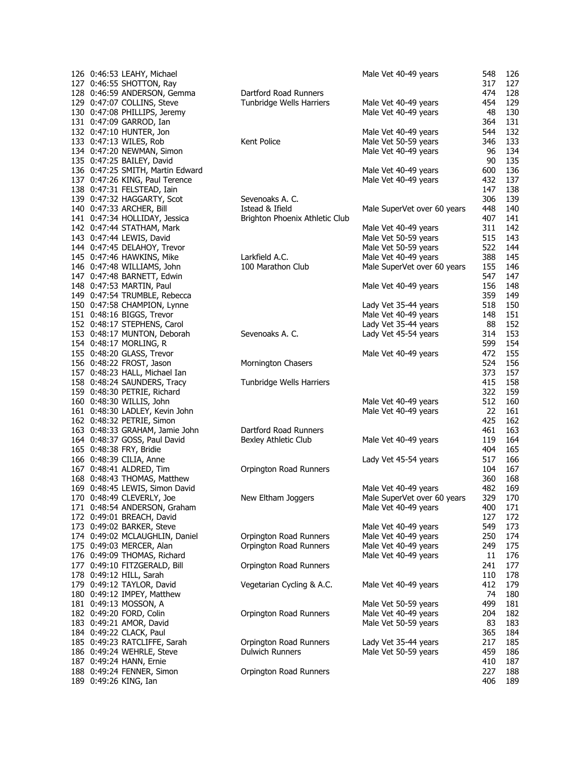| Pos | Time | Name | Club | Category | No. | Pos |
|---|---|---|---|---|---|---|
| 126 | 0:46:53 | LEAHY, Michael | | Male Vet 40-49 years | 548 | 126 |
| 127 | 0:46:55 | SHOTTON, Ray | | | 317 | 127 |
| 128 | 0:46:59 | ANDERSON, Gemma | Dartford Road Runners | | 474 | 128 |
| 129 | 0:47:07 | COLLINS, Steve | Tunbridge Wells Harriers | Male Vet 40-49 years | 454 | 129 |
| 130 | 0:47:08 | PHILLIPS, Jeremy | | Male Vet 40-49 years | 48 | 130 |
| 131 | 0:47:09 | GARROD, Ian | | | 364 | 131 |
| 132 | 0:47:10 | HUNTER, Jon | | Male Vet 40-49 years | 544 | 132 |
| 133 | 0:47:13 | WILES, Rob | Kent Police | Male Vet 50-59 years | 346 | 133 |
| 134 | 0:47:20 | NEWMAN, Simon | | Male Vet 40-49 years | 96 | 134 |
| 135 | 0:47:25 | BAILEY, David | | | 90 | 135 |
| 136 | 0:47:25 | SMITH, Martin Edward | | Male Vet 40-49 years | 600 | 136 |
| 137 | 0:47:26 | KING, Paul Terence | | Male Vet 40-49 years | 432 | 137 |
| 138 | 0:47:31 | FELSTEAD, Iain | | | 147 | 138 |
| 139 | 0:47:32 | HAGGARTY, Scot | Sevenoaks A. C. | | 306 | 139 |
| 140 | 0:47:33 | ARCHER, Bill | Istead & Ifield | Male SuperVet over 60 years | 448 | 140 |
| 141 | 0:47:34 | HOLLIDAY, Jessica | Brighton Phoenix Athletic Club | | 407 | 141 |
| 142 | 0:47:44 | STATHAM, Mark | | Male Vet 40-49 years | 311 | 142 |
| 143 | 0:47:44 | LEWIS, David | | Male Vet 50-59 years | 515 | 143 |
| 144 | 0:47:45 | DELAHOY, Trevor | | Male Vet 50-59 years | 522 | 144 |
| 145 | 0:47:46 | HAWKINS, Mike | Larkfield A.C. | Male Vet 40-49 years | 388 | 145 |
| 146 | 0:47:48 | WILLIAMS, John | 100 Marathon Club | Male SuperVet over 60 years | 155 | 146 |
| 147 | 0:47:48 | BARNETT, Edwin | | | 547 | 147 |
| 148 | 0:47:53 | MARTIN, Paul | | Male Vet 40-49 years | 156 | 148 |
| 149 | 0:47:54 | TRUMBLE, Rebecca | | | 359 | 149 |
| 150 | 0:47:58 | CHAMPION, Lynne | | Lady Vet 35-44 years | 518 | 150 |
| 151 | 0:48:16 | BIGGS, Trevor | | Male Vet 40-49 years | 148 | 151 |
| 152 | 0:48:17 | STEPHENS, Carol | | Lady Vet 35-44 years | 88 | 152 |
| 153 | 0:48:17 | MUNTON, Deborah | Sevenoaks A. C. | Lady Vet 45-54 years | 314 | 153 |
| 154 | 0:48:17 | MORLING, R | | | 599 | 154 |
| 155 | 0:48:20 | GLASS, Trevor | | Male Vet 40-49 years | 472 | 155 |
| 156 | 0:48:22 | FROST, Jason | Mornington Chasers | | 524 | 156 |
| 157 | 0:48:23 | HALL, Michael Ian | | | 373 | 157 |
| 158 | 0:48:24 | SAUNDERS, Tracy | Tunbridge Wells Harriers | | 415 | 158 |
| 159 | 0:48:30 | PETRIE, Richard | | | 322 | 159 |
| 160 | 0:48:30 | WILLIS, John | | Male Vet 40-49 years | 512 | 160 |
| 161 | 0:48:30 | LADLEY, Kevin John | | Male Vet 40-49 years | 22 | 161 |
| 162 | 0:48:32 | PETRIE, Simon | | | 425 | 162 |
| 163 | 0:48:33 | GRAHAM, Jamie John | Dartford Road Runners | | 461 | 163 |
| 164 | 0:48:37 | GOSS, Paul David | Bexley Athletic Club | Male Vet 40-49 years | 119 | 164 |
| 165 | 0:48:38 | FRY, Bridie | | | 404 | 165 |
| 166 | 0:48:39 | CILIA, Anne | | Lady Vet 45-54 years | 517 | 166 |
| 167 | 0:48:41 | ALDRED, Tim | Orpington Road Runners | | 104 | 167 |
| 168 | 0:48:43 | THOMAS, Matthew | | | 360 | 168 |
| 169 | 0:48:45 | LEWIS, Simon David | | Male Vet 40-49 years | 482 | 169 |
| 170 | 0:48:49 | CLEVERLY, Joe | New Eltham Joggers | Male SuperVet over 60 years | 329 | 170 |
| 171 | 0:48:54 | ANDERSON, Graham | | Male Vet 40-49 years | 400 | 171 |
| 172 | 0:49:01 | BREACH, David | | | 127 | 172 |
| 173 | 0:49:02 | BARKER, Steve | | Male Vet 40-49 years | 549 | 173 |
| 174 | 0:49:02 | MCLAUGHLIN, Daniel | Orpington Road Runners | Male Vet 40-49 years | 250 | 174 |
| 175 | 0:49:03 | MERCER, Alan | Orpington Road Runners | Male Vet 40-49 years | 249 | 175 |
| 176 | 0:49:09 | THOMAS, Richard | | Male Vet 40-49 years | 11 | 176 |
| 177 | 0:49:10 | FITZGERALD, Bill | Orpington Road Runners | | 241 | 177 |
| 178 | 0:49:12 | HILL, Sarah | | | 110 | 178 |
| 179 | 0:49:12 | TAYLOR, David | Vegetarian Cycling & A.C. | Male Vet 40-49 years | 412 | 179 |
| 180 | 0:49:12 | IMPEY, Matthew | | | 74 | 180 |
| 181 | 0:49:13 | MOSSON, A | | Male Vet 50-59 years | 499 | 181 |
| 182 | 0:49:20 | FORD, Colin | Orpington Road Runners | Male Vet 40-49 years | 204 | 182 |
| 183 | 0:49:21 | AMOR, David | | Male Vet 50-59 years | 83 | 183 |
| 184 | 0:49:22 | CLACK, Paul | | | 365 | 184 |
| 185 | 0:49:23 | RATCLIFFE, Sarah | Orpington Road Runners | Lady Vet 35-44 years | 217 | 185 |
| 186 | 0:49:24 | WEHRLE, Steve | Dulwich Runners | Male Vet 50-59 years | 459 | 186 |
| 187 | 0:49:24 | HANN, Ernie | | | 410 | 187 |
| 188 | 0:49:24 | FENNER, Simon | Orpington Road Runners | | 227 | 188 |
| 189 | 0:49:26 | KING, Ian | | | 406 | 189 |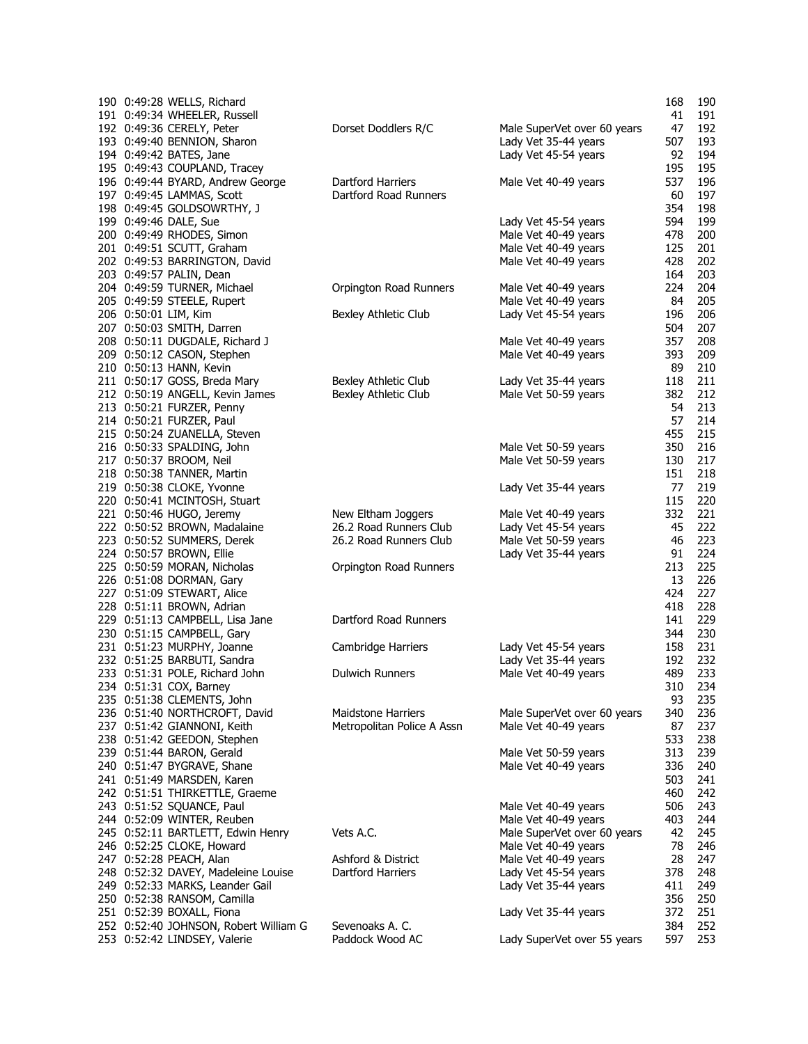| | | | | | | |
|---|---|---|---|---|---|---|
| 190 | 0:49:28 | WELLS, Richard | | | 168 | 190 |
| 191 | 0:49:34 | WHEELER, Russell | | | 41 | 191 |
| 192 | 0:49:36 | CERELY, Peter | Dorset Doddlers R/C | Male SuperVet over 60 years | 47 | 192 |
| 193 | 0:49:40 | BENNION, Sharon | | Lady Vet 35-44 years | 507 | 193 |
| 194 | 0:49:42 | BATES, Jane | | Lady Vet 45-54 years | 92 | 194 |
| 195 | 0:49:43 | COUPLAND, Tracey | | | 195 | 195 |
| 196 | 0:49:44 | BYARD, Andrew George | Dartford Harriers | Male Vet 40-49 years | 537 | 196 |
| 197 | 0:49:45 | LAMMAS, Scott | Dartford Road Runners | | 60 | 197 |
| 198 | 0:49:45 | GOLDSOWRTHY, J | | | 354 | 198 |
| 199 | 0:49:46 | DALE, Sue | | Lady Vet 45-54 years | 594 | 199 |
| 200 | 0:49:49 | RHODES, Simon | | Male Vet 40-49 years | 478 | 200 |
| 201 | 0:49:51 | SCUTT, Graham | | Male Vet 40-49 years | 125 | 201 |
| 202 | 0:49:53 | BARRINGTON, David | | Male Vet 40-49 years | 428 | 202 |
| 203 | 0:49:57 | PALIN, Dean | | | 164 | 203 |
| 204 | 0:49:59 | TURNER, Michael | Orpington Road Runners | Male Vet 40-49 years | 224 | 204 |
| 205 | 0:49:59 | STEELE, Rupert | | Male Vet 40-49 years | 84 | 205 |
| 206 | 0:50:01 | LIM, Kim | Bexley Athletic Club | Lady Vet 45-54 years | 196 | 206 |
| 207 | 0:50:03 | SMITH, Darren | | | 504 | 207 |
| 208 | 0:50:11 | DUGDALE, Richard J | | Male Vet 40-49 years | 357 | 208 |
| 209 | 0:50:12 | CASON, Stephen | | Male Vet 40-49 years | 393 | 209 |
| 210 | 0:50:13 | HANN, Kevin | | | 89 | 210 |
| 211 | 0:50:17 | GOSS, Breda Mary | Bexley Athletic Club | Lady Vet 35-44 years | 118 | 211 |
| 212 | 0:50:19 | ANGELL, Kevin James | Bexley Athletic Club | Male Vet 50-59 years | 382 | 212 |
| 213 | 0:50:21 | FURZER, Penny | | | 54 | 213 |
| 214 | 0:50:21 | FURZER, Paul | | | 57 | 214 |
| 215 | 0:50:24 | ZUANELLA, Steven | | | 455 | 215 |
| 216 | 0:50:33 | SPALDING, John | | Male Vet 50-59 years | 350 | 216 |
| 217 | 0:50:37 | BROOM, Neil | | Male Vet 50-59 years | 130 | 217 |
| 218 | 0:50:38 | TANNER, Martin | | | 151 | 218 |
| 219 | 0:50:38 | CLOKE, Yvonne | | Lady Vet 35-44 years | 77 | 219 |
| 220 | 0:50:41 | MCINTOSH, Stuart | | | 115 | 220 |
| 221 | 0:50:46 | HUGO, Jeremy | New Eltham Joggers | Male Vet 40-49 years | 332 | 221 |
| 222 | 0:50:52 | BROWN, Madalaine | 26.2 Road Runners Club | Lady Vet 45-54 years | 45 | 222 |
| 223 | 0:50:52 | SUMMERS, Derek | 26.2 Road Runners Club | Male Vet 50-59 years | 46 | 223 |
| 224 | 0:50:57 | BROWN, Ellie | | Lady Vet 35-44 years | 91 | 224 |
| 225 | 0:50:59 | MORAN, Nicholas | Orpington Road Runners | | 213 | 225 |
| 226 | 0:51:08 | DORMAN, Gary | | | 13 | 226 |
| 227 | 0:51:09 | STEWART, Alice | | | 424 | 227 |
| 228 | 0:51:11 | BROWN, Adrian | | | 418 | 228 |
| 229 | 0:51:13 | CAMPBELL, Lisa Jane | Dartford Road Runners | | 141 | 229 |
| 230 | 0:51:15 | CAMPBELL, Gary | | | 344 | 230 |
| 231 | 0:51:23 | MURPHY, Joanne | Cambridge Harriers | Lady Vet 45-54 years | 158 | 231 |
| 232 | 0:51:25 | BARBUTI, Sandra | | Lady Vet 35-44 years | 192 | 232 |
| 233 | 0:51:31 | POLE, Richard John | Dulwich Runners | Male Vet 40-49 years | 489 | 233 |
| 234 | 0:51:31 | COX, Barney | | | 310 | 234 |
| 235 | 0:51:38 | CLEMENTS, John | | | 93 | 235 |
| 236 | 0:51:40 | NORTHCROFT, David | Maidstone Harriers | Male SuperVet over 60 years | 340 | 236 |
| 237 | 0:51:42 | GIANNONI, Keith | Metropolitan Police A Assn | Male Vet 40-49 years | 87 | 237 |
| 238 | 0:51:42 | GEEDON, Stephen | | | 533 | 238 |
| 239 | 0:51:44 | BARON, Gerald | | Male Vet 50-59 years | 313 | 239 |
| 240 | 0:51:47 | BYGRAVE, Shane | | Male Vet 40-49 years | 336 | 240 |
| 241 | 0:51:49 | MARSDEN, Karen | | | 503 | 241 |
| 242 | 0:51:51 | THIRKETTLE, Graeme | | | 460 | 242 |
| 243 | 0:51:52 | SQUANCE, Paul | | Male Vet 40-49 years | 506 | 243 |
| 244 | 0:52:09 | WINTER, Reuben | | Male Vet 40-49 years | 403 | 244 |
| 245 | 0:52:11 | BARTLETT, Edwin Henry | Vets A.C. | Male SuperVet over 60 years | 42 | 245 |
| 246 | 0:52:25 | CLOKE, Howard | | Male Vet 40-49 years | 78 | 246 |
| 247 | 0:52:28 | PEACH, Alan | Ashford & District | Male Vet 40-49 years | 28 | 247 |
| 248 | 0:52:32 | DAVEY, Madeleine Louise | Dartford Harriers | Lady Vet 45-54 years | 378 | 248 |
| 249 | 0:52:33 | MARKS, Leander Gail | | Lady Vet 35-44 years | 411 | 249 |
| 250 | 0:52:38 | RANSOM, Camilla | | | 356 | 250 |
| 251 | 0:52:39 | BOXALL, Fiona | | Lady Vet 35-44 years | 372 | 251 |
| 252 | 0:52:40 | JOHNSON, Robert William G | Sevenoaks A. C. | | 384 | 252 |
| 253 | 0:52:42 | LINDSEY, Valerie | Paddock Wood AC | Lady SuperVet over 55 years | 597 | 253 |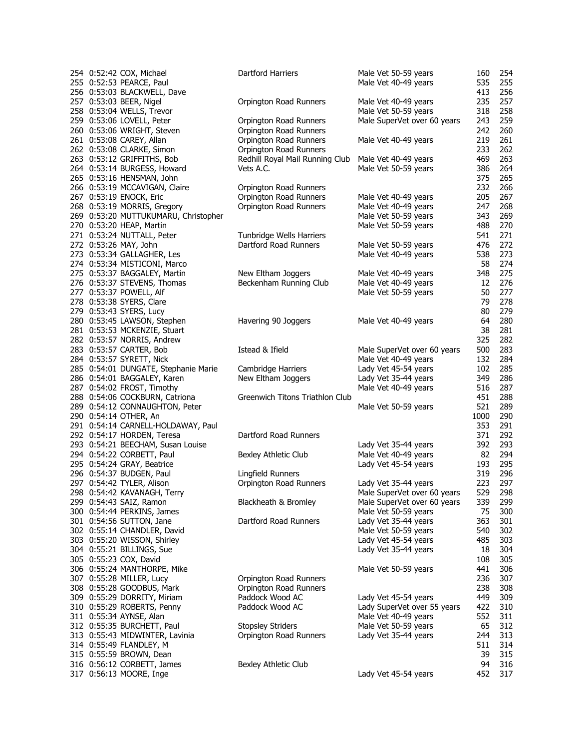| Pos | Time | Name | Club | Category | No. | Pos |
|---|---|---|---|---|---|---|
| 254 | 0:52:42 | COX, Michael | Dartford Harriers | Male Vet 50-59 years | 160 | 254 |
| 255 | 0:52:53 | PEARCE, Paul | | Male Vet 40-49 years | 535 | 255 |
| 256 | 0:53:03 | BLACKWELL, Dave | | | 413 | 256 |
| 257 | 0:53:03 | BEER, Nigel | Orpington Road Runners | Male Vet 40-49 years | 235 | 257 |
| 258 | 0:53:04 | WELLS, Trevor | | Male Vet 50-59 years | 318 | 258 |
| 259 | 0:53:06 | LOVELL, Peter | Orpington Road Runners | Male SuperVet over 60 years | 243 | 259 |
| 260 | 0:53:06 | WRIGHT, Steven | Orpington Road Runners | | 242 | 260 |
| 261 | 0:53:08 | CAREY, Allan | Orpington Road Runners | Male Vet 40-49 years | 219 | 261 |
| 262 | 0:53:08 | CLARKE, Simon | Orpington Road Runners | | 233 | 262 |
| 263 | 0:53:12 | GRIFFITHS, Bob | Redhill Royal Mail Running Club | Male Vet 40-49 years | 469 | 263 |
| 264 | 0:53:14 | BURGESS, Howard | Vets A.C. | Male Vet 50-59 years | 386 | 264 |
| 265 | 0:53:16 | HENSMAN, John | | | 375 | 265 |
| 266 | 0:53:19 | MCCAVIGAN, Claire | Orpington Road Runners | | 232 | 266 |
| 267 | 0:53:19 | ENOCK, Eric | Orpington Road Runners | Male Vet 40-49 years | 205 | 267 |
| 268 | 0:53:19 | MORRIS, Gregory | Orpington Road Runners | Male Vet 40-49 years | 247 | 268 |
| 269 | 0:53:20 | MUTTUKUMARU, Christopher | | Male Vet 50-59 years | 343 | 269 |
| 270 | 0:53:20 | HEAP, Martin | | Male Vet 50-59 years | 488 | 270 |
| 271 | 0:53:24 | NUTTALL, Peter | Tunbridge Wells Harriers | | 541 | 271 |
| 272 | 0:53:26 | MAY, John | Dartford Road Runners | Male Vet 50-59 years | 476 | 272 |
| 273 | 0:53:34 | GALLAGHER, Les | | Male Vet 40-49 years | 538 | 273 |
| 274 | 0:53:34 | MISTICONI, Marco | | | 58 | 274 |
| 275 | 0:53:37 | BAGGALEY, Martin | New Eltham Joggers | Male Vet 40-49 years | 348 | 275 |
| 276 | 0:53:37 | STEVENS, Thomas | Beckenham Running Club | Male Vet 40-49 years | 12 | 276 |
| 277 | 0:53:37 | POWELL, Alf | | Male Vet 50-59 years | 50 | 277 |
| 278 | 0:53:38 | SYERS, Clare | | | 79 | 278 |
| 279 | 0:53:43 | SYERS, Lucy | | | 80 | 279 |
| 280 | 0:53:45 | LAWSON, Stephen | Havering 90 Joggers | Male Vet 40-49 years | 64 | 280 |
| 281 | 0:53:53 | MCKENZIE, Stuart | | | 38 | 281 |
| 282 | 0:53:57 | NORRIS, Andrew | | | 325 | 282 |
| 283 | 0:53:57 | CARTER, Bob | Istead & Ifield | Male SuperVet over 60 years | 500 | 283 |
| 284 | 0:53:57 | SYRETT, Nick | | Male Vet 40-49 years | 132 | 284 |
| 285 | 0:54:01 | DUNGATE, Stephanie Marie | Cambridge Harriers | Lady Vet 45-54 years | 102 | 285 |
| 286 | 0:54:01 | BAGGALEY, Karen | New Eltham Joggers | Lady Vet 35-44 years | 349 | 286 |
| 287 | 0:54:02 | FROST, Timothy | | Male Vet 40-49 years | 516 | 287 |
| 288 | 0:54:06 | COCKBURN, Catriona | Greenwich Titons Triathlon Club | | 451 | 288 |
| 289 | 0:54:12 | CONNAUGHTON, Peter | | Male Vet 50-59 years | 521 | 289 |
| 290 | 0:54:14 | OTHER, An | | | 1000 | 290 |
| 291 | 0:54:14 | CARNELL-HOLDAWAY, Paul | | | 353 | 291 |
| 292 | 0:54:17 | HORDEN, Teresa | Dartford Road Runners | | 371 | 292 |
| 293 | 0:54:21 | BEECHAM, Susan Louise | | Lady Vet 35-44 years | 392 | 293 |
| 294 | 0:54:22 | CORBETT, Paul | Bexley Athletic Club | Male Vet 40-49 years | 82 | 294 |
| 295 | 0:54:24 | GRAY, Beatrice | | Lady Vet 45-54 years | 193 | 295 |
| 296 | 0:54:37 | BUDGEN, Paul | Lingfield Runners | | 319 | 296 |
| 297 | 0:54:42 | TYLER, Alison | Orpington Road Runners | Lady Vet 35-44 years | 223 | 297 |
| 298 | 0:54:42 | KAVANAGH, Terry | | Male SuperVet over 60 years | 529 | 298 |
| 299 | 0:54:43 | SAIZ, Ramon | Blackheath & Bromley | Male SuperVet over 60 years | 339 | 299 |
| 300 | 0:54:44 | PERKINS, James | | Male Vet 50-59 years | 75 | 300 |
| 301 | 0:54:56 | SUTTON, Jane | Dartford Road Runners | Lady Vet 35-44 years | 363 | 301 |
| 302 | 0:55:14 | CHANDLER, David | | Male Vet 50-59 years | 540 | 302 |
| 303 | 0:55:20 | WISSON, Shirley | | Lady Vet 45-54 years | 485 | 303 |
| 304 | 0:55:21 | BILLINGS, Sue | | Lady Vet 35-44 years | 18 | 304 |
| 305 | 0:55:23 | COX, David | | | 108 | 305 |
| 306 | 0:55:24 | MANTHORPE, Mike | | Male Vet 50-59 years | 441 | 306 |
| 307 | 0:55:28 | MILLER, Lucy | Orpington Road Runners | | 236 | 307 |
| 308 | 0:55:28 | GOODBUS, Mark | Orpington Road Runners | | 238 | 308 |
| 309 | 0:55:29 | DORRITY, Miriam | Paddock Wood AC | Lady Vet 45-54 years | 449 | 309 |
| 310 | 0:55:29 | ROBERTS, Penny | Paddock Wood AC | Lady SuperVet over 55 years | 422 | 310 |
| 311 | 0:55:34 | AYNSE, Alan | | Male Vet 40-49 years | 552 | 311 |
| 312 | 0:55:35 | BURCHETT, Paul | Stopsley Striders | Male Vet 50-59 years | 65 | 312 |
| 313 | 0:55:43 | MIDWINTER, Lavinia | Orpington Road Runners | Lady Vet 35-44 years | 244 | 313 |
| 314 | 0:55:49 | FLANDLEY, M | | | 511 | 314 |
| 315 | 0:55:59 | BROWN, Dean | | | 39 | 315 |
| 316 | 0:56:12 | CORBETT, James | Bexley Athletic Club | | 94 | 316 |
| 317 | 0:56:13 | MOORE, Inge | | Lady Vet 45-54 years | 452 | 317 |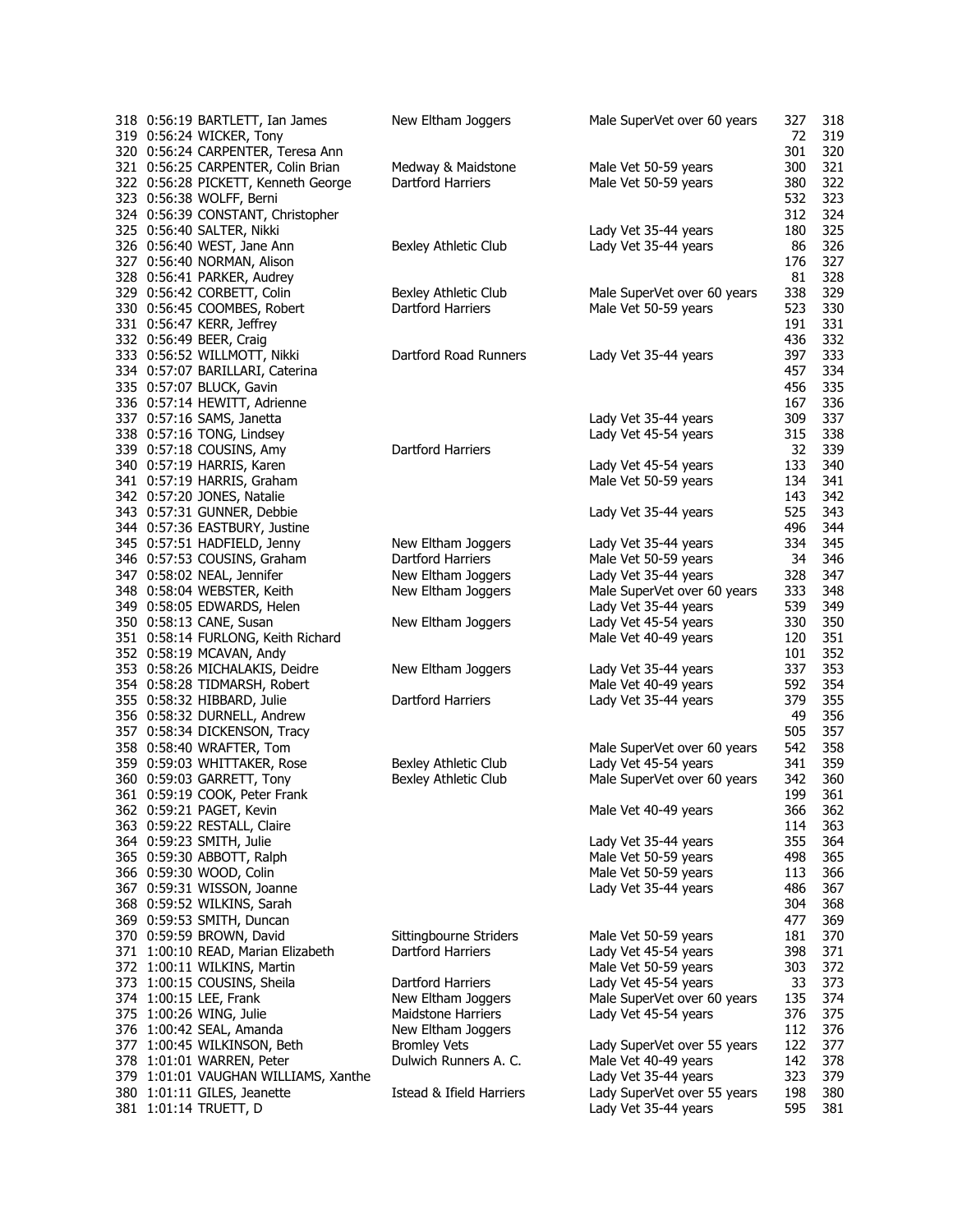| | | | | | | |
|---|---|---|---|---|---|---|
| 318 | 0:56:19 | BARTLETT, Ian James | New Eltham Joggers | Male SuperVet over 60 years | 327 | 318 |
| 319 | 0:56:24 | WICKER, Tony | | | 72 | 319 |
| 320 | 0:56:24 | CARPENTER, Teresa Ann | | | 301 | 320 |
| 321 | 0:56:25 | CARPENTER, Colin Brian | Medway & Maidstone | Male Vet 50-59 years | 300 | 321 |
| 322 | 0:56:28 | PICKETT, Kenneth George | Dartford Harriers | Male Vet 50-59 years | 380 | 322 |
| 323 | 0:56:38 | WOLFF, Berni | | | 532 | 323 |
| 324 | 0:56:39 | CONSTANT, Christopher | | | 312 | 324 |
| 325 | 0:56:40 | SALTER, Nikki | | Lady Vet 35-44 years | 180 | 325 |
| 326 | 0:56:40 | WEST, Jane Ann | Bexley Athletic Club | Lady Vet 35-44 years | 86 | 326 |
| 327 | 0:56:40 | NORMAN, Alison | | | 176 | 327 |
| 328 | 0:56:41 | PARKER, Audrey | | | 81 | 328 |
| 329 | 0:56:42 | CORBETT, Colin | Bexley Athletic Club | Male SuperVet over 60 years | 338 | 329 |
| 330 | 0:56:45 | COOMBES, Robert | Dartford Harriers | Male Vet 50-59 years | 523 | 330 |
| 331 | 0:56:47 | KERR, Jeffrey | | | 191 | 331 |
| 332 | 0:56:49 | BEER, Craig | | | 436 | 332 |
| 333 | 0:56:52 | WILLMOTT, Nikki | Dartford Road Runners | Lady Vet 35-44 years | 397 | 333 |
| 334 | 0:57:07 | BARILLARI, Caterina | | | 457 | 334 |
| 335 | 0:57:07 | BLUCK, Gavin | | | 456 | 335 |
| 336 | 0:57:14 | HEWITT, Adrienne | | | 167 | 336 |
| 337 | 0:57:16 | SAMS, Janetta | | Lady Vet 35-44 years | 309 | 337 |
| 338 | 0:57:16 | TONG, Lindsey | | Lady Vet 45-54 years | 315 | 338 |
| 339 | 0:57:18 | COUSINS, Amy | Dartford Harriers | | 32 | 339 |
| 340 | 0:57:19 | HARRIS, Karen | | Lady Vet 45-54 years | 133 | 340 |
| 341 | 0:57:19 | HARRIS, Graham | | Male Vet 50-59 years | 134 | 341 |
| 342 | 0:57:20 | JONES, Natalie | | | 143 | 342 |
| 343 | 0:57:31 | GUNNER, Debbie | | Lady Vet 35-44 years | 525 | 343 |
| 344 | 0:57:36 | EASTBURY, Justine | | | 496 | 344 |
| 345 | 0:57:51 | HADFIELD, Jenny | New Eltham Joggers | Lady Vet 35-44 years | 334 | 345 |
| 346 | 0:57:53 | COUSINS, Graham | Dartford Harriers | Male Vet 50-59 years | 34 | 346 |
| 347 | 0:58:02 | NEAL, Jennifer | New Eltham Joggers | Lady Vet 35-44 years | 328 | 347 |
| 348 | 0:58:04 | WEBSTER, Keith | New Eltham Joggers | Male SuperVet over 60 years | 333 | 348 |
| 349 | 0:58:05 | EDWARDS, Helen | | Lady Vet 35-44 years | 539 | 349 |
| 350 | 0:58:13 | CANE, Susan | New Eltham Joggers | Lady Vet 45-54 years | 330 | 350 |
| 351 | 0:58:14 | FURLONG, Keith Richard | | Male Vet 40-49 years | 120 | 351 |
| 352 | 0:58:19 | MCAVAN, Andy | | | 101 | 352 |
| 353 | 0:58:26 | MICHALAKIS, Deidre | New Eltham Joggers | Lady Vet 35-44 years | 337 | 353 |
| 354 | 0:58:28 | TIDMARSH, Robert | | Male Vet 40-49 years | 592 | 354 |
| 355 | 0:58:32 | HIBBARD, Julie | Dartford Harriers | Lady Vet 35-44 years | 379 | 355 |
| 356 | 0:58:32 | DURNELL, Andrew | | | 49 | 356 |
| 357 | 0:58:34 | DICKENSON, Tracy | | | 505 | 357 |
| 358 | 0:58:40 | WRAFTER, Tom | | Male SuperVet over 60 years | 542 | 358 |
| 359 | 0:59:03 | WHITTAKER, Rose | Bexley Athletic Club | Lady Vet 45-54 years | 341 | 359 |
| 360 | 0:59:03 | GARRETT, Tony | Bexley Athletic Club | Male SuperVet over 60 years | 342 | 360 |
| 361 | 0:59:19 | COOK, Peter Frank | | | 199 | 361 |
| 362 | 0:59:21 | PAGET, Kevin | | Male Vet 40-49 years | 366 | 362 |
| 363 | 0:59:22 | RESTALL, Claire | | | 114 | 363 |
| 364 | 0:59:23 | SMITH, Julie | | Lady Vet 35-44 years | 355 | 364 |
| 365 | 0:59:30 | ABBOTT, Ralph | | Male Vet 50-59 years | 498 | 365 |
| 366 | 0:59:30 | WOOD, Colin | | Male Vet 50-59 years | 113 | 366 |
| 367 | 0:59:31 | WISSON, Joanne | | Lady Vet 35-44 years | 486 | 367 |
| 368 | 0:59:52 | WILKINS, Sarah | | | 304 | 368 |
| 369 | 0:59:53 | SMITH, Duncan | | | 477 | 369 |
| 370 | 0:59:59 | BROWN, David | Sittingbourne Striders | Male Vet 50-59 years | 181 | 370 |
| 371 | 1:00:10 | READ, Marian Elizabeth | Dartford Harriers | Lady Vet 45-54 years | 398 | 371 |
| 372 | 1:00:11 | WILKINS, Martin | | Male Vet 50-59 years | 303 | 372 |
| 373 | 1:00:15 | COUSINS, Sheila | Dartford Harriers | Lady Vet 45-54 years | 33 | 373 |
| 374 | 1:00:15 | LEE, Frank | New Eltham Joggers | Male SuperVet over 60 years | 135 | 374 |
| 375 | 1:00:26 | WING, Julie | Maidstone Harriers | Lady Vet 45-54 years | 376 | 375 |
| 376 | 1:00:42 | SEAL, Amanda | New Eltham Joggers | | 112 | 376 |
| 377 | 1:00:45 | WILKINSON, Beth | Bromley Vets | Lady SuperVet over 55 years | 122 | 377 |
| 378 | 1:01:01 | WARREN, Peter | Dulwich Runners A. C. | Male Vet 40-49 years | 142 | 378 |
| 379 | 1:01:01 | VAUGHAN WILLIAMS, Xanthe | | Lady Vet 35-44 years | 323 | 379 |
| 380 | 1:01:11 | GILES, Jeanette | Istead & Ifield Harriers | Lady SuperVet over 55 years | 198 | 380 |
| 381 | 1:01:14 | TRUETT, D | | Lady Vet 35-44 years | 595 | 381 |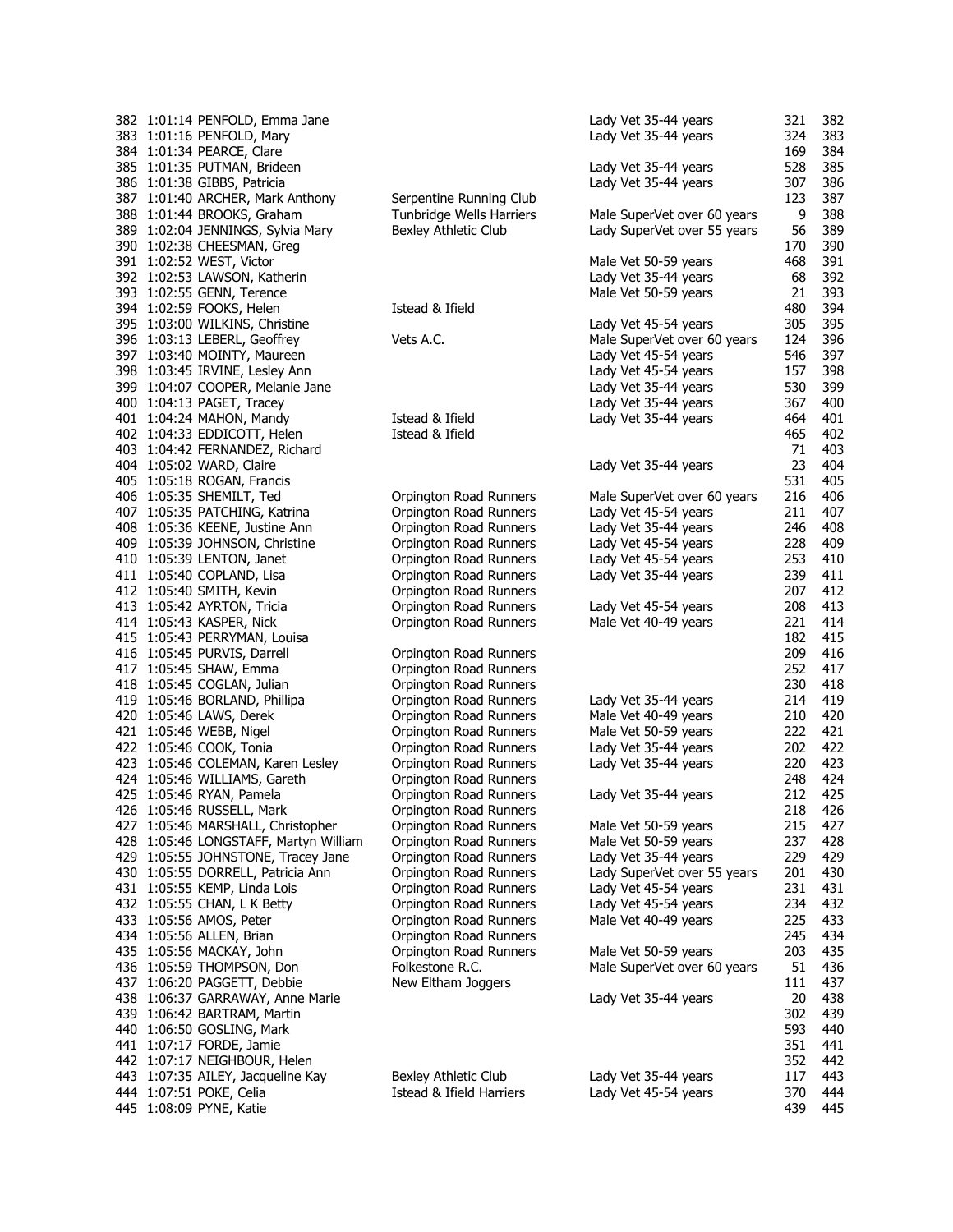| Pos | Time | Name | Club | Category | No. | Pos |
|---|---|---|---|---|---|---|
| 382 | 1:01:14 | PENFOLD, Emma Jane | | Lady Vet 35-44 years | 321 | 382 |
| 383 | 1:01:16 | PENFOLD, Mary | | Lady Vet 35-44 years | 324 | 383 |
| 384 | 1:01:34 | PEARCE, Clare | | | 169 | 384 |
| 385 | 1:01:35 | PUTMAN, Brideen | | Lady Vet 35-44 years | 528 | 385 |
| 386 | 1:01:38 | GIBBS, Patricia | | Lady Vet 35-44 years | 307 | 386 |
| 387 | 1:01:40 | ARCHER, Mark Anthony | Serpentine Running Club | | 123 | 387 |
| 388 | 1:01:44 | BROOKS, Graham | Tunbridge Wells Harriers | Male SuperVet over 60 years | 9 | 388 |
| 389 | 1:02:04 | JENNINGS, Sylvia Mary | Bexley Athletic Club | Lady SuperVet over 55 years | 56 | 389 |
| 390 | 1:02:38 | CHEESMAN, Greg | | | 170 | 390 |
| 391 | 1:02:52 | WEST, Victor | | Male Vet 50-59 years | 468 | 391 |
| 392 | 1:02:53 | LAWSON, Katherin | | Lady Vet 35-44 years | 68 | 392 |
| 393 | 1:02:55 | GENN, Terence | | Male Vet 50-59 years | 21 | 393 |
| 394 | 1:02:59 | FOOKS, Helen | Istead & Ifield | | 480 | 394 |
| 395 | 1:03:00 | WILKINS, Christine | | Lady Vet 45-54 years | 305 | 395 |
| 396 | 1:03:13 | LEBERL, Geoffrey | Vets A.C. | Male SuperVet over 60 years | 124 | 396 |
| 397 | 1:03:40 | MOINTY, Maureen | | Lady Vet 45-54 years | 546 | 397 |
| 398 | 1:03:45 | IRVINE, Lesley Ann | | Lady Vet 45-54 years | 157 | 398 |
| 399 | 1:04:07 | COOPER, Melanie Jane | | Lady Vet 35-44 years | 530 | 399 |
| 400 | 1:04:13 | PAGET, Tracey | | Lady Vet 35-44 years | 367 | 400 |
| 401 | 1:04:24 | MAHON, Mandy | Istead & Ifield | Lady Vet 35-44 years | 464 | 401 |
| 402 | 1:04:33 | EDDICOTT, Helen | Istead & Ifield | | 465 | 402 |
| 403 | 1:04:42 | FERNANDEZ, Richard | | | 71 | 403 |
| 404 | 1:05:02 | WARD, Claire | | Lady Vet 35-44 years | 23 | 404 |
| 405 | 1:05:18 | ROGAN, Francis | | | 531 | 405 |
| 406 | 1:05:35 | SHEMILT, Ted | Orpington Road Runners | Male SuperVet over 60 years | 216 | 406 |
| 407 | 1:05:35 | PATCHING, Katrina | Orpington Road Runners | Lady Vet 45-54 years | 211 | 407 |
| 408 | 1:05:36 | KEENE, Justine Ann | Orpington Road Runners | Lady Vet 35-44 years | 246 | 408 |
| 409 | 1:05:39 | JOHNSON, Christine | Orpington Road Runners | Lady Vet 45-54 years | 228 | 409 |
| 410 | 1:05:39 | LENTON, Janet | Orpington Road Runners | Lady Vet 45-54 years | 253 | 410 |
| 411 | 1:05:40 | COPLAND, Lisa | Orpington Road Runners | Lady Vet 35-44 years | 239 | 411 |
| 412 | 1:05:40 | SMITH, Kevin | Orpington Road Runners | | 207 | 412 |
| 413 | 1:05:42 | AYRTON, Tricia | Orpington Road Runners | Lady Vet 45-54 years | 208 | 413 |
| 414 | 1:05:43 | KASPER, Nick | Orpington Road Runners | Male Vet 40-49 years | 221 | 414 |
| 415 | 1:05:43 | PERRYMAN, Louisa | | | 182 | 415 |
| 416 | 1:05:45 | PURVIS, Darrell | Orpington Road Runners | | 209 | 416 |
| 417 | 1:05:45 | SHAW, Emma | Orpington Road Runners | | 252 | 417 |
| 418 | 1:05:45 | COGLAN, Julian | Orpington Road Runners | | 230 | 418 |
| 419 | 1:05:46 | BORLAND, Phillipa | Orpington Road Runners | Lady Vet 35-44 years | 214 | 419 |
| 420 | 1:05:46 | LAWS, Derek | Orpington Road Runners | Male Vet 40-49 years | 210 | 420 |
| 421 | 1:05:46 | WEBB, Nigel | Orpington Road Runners | Male Vet 50-59 years | 222 | 421 |
| 422 | 1:05:46 | COOK, Tonia | Orpington Road Runners | Lady Vet 35-44 years | 202 | 422 |
| 423 | 1:05:46 | COLEMAN, Karen Lesley | Orpington Road Runners | Lady Vet 35-44 years | 220 | 423 |
| 424 | 1:05:46 | WILLIAMS, Gareth | Orpington Road Runners | | 248 | 424 |
| 425 | 1:05:46 | RYAN, Pamela | Orpington Road Runners | Lady Vet 35-44 years | 212 | 425 |
| 426 | 1:05:46 | RUSSELL, Mark | Orpington Road Runners | | 218 | 426 |
| 427 | 1:05:46 | MARSHALL, Christopher | Orpington Road Runners | Male Vet 50-59 years | 215 | 427 |
| 428 | 1:05:46 | LONGSTAFF, Martyn William | Orpington Road Runners | Male Vet 50-59 years | 237 | 428 |
| 429 | 1:05:55 | JOHNSTONE, Tracey Jane | Orpington Road Runners | Lady Vet 35-44 years | 229 | 429 |
| 430 | 1:05:55 | DORRELL, Patricia Ann | Orpington Road Runners | Lady SuperVet over 55 years | 201 | 430 |
| 431 | 1:05:55 | KEMP, Linda Lois | Orpington Road Runners | Lady Vet 45-54 years | 231 | 431 |
| 432 | 1:05:55 | CHAN, L K Betty | Orpington Road Runners | Lady Vet 45-54 years | 234 | 432 |
| 433 | 1:05:56 | AMOS, Peter | Orpington Road Runners | Male Vet 40-49 years | 225 | 433 |
| 434 | 1:05:56 | ALLEN, Brian | Orpington Road Runners | | 245 | 434 |
| 435 | 1:05:56 | MACKAY, John | Orpington Road Runners | Male Vet 50-59 years | 203 | 435 |
| 436 | 1:05:59 | THOMPSON, Don | Folkestone R.C. | Male SuperVet over 60 years | 51 | 436 |
| 437 | 1:06:20 | PAGGETT, Debbie | New Eltham Joggers | | 111 | 437 |
| 438 | 1:06:37 | GARRAWAY, Anne Marie | | Lady Vet 35-44 years | 20 | 438 |
| 439 | 1:06:42 | BARTRAM, Martin | | | 302 | 439 |
| 440 | 1:06:50 | GOSLING, Mark | | | 593 | 440 |
| 441 | 1:07:17 | FORDE, Jamie | | | 351 | 441 |
| 442 | 1:07:17 | NEIGHBOUR, Helen | | | 352 | 442 |
| 443 | 1:07:35 | AILEY, Jacqueline Kay | Bexley Athletic Club | Lady Vet 35-44 years | 117 | 443 |
| 444 | 1:07:51 | POKE, Celia | Istead & Ifield Harriers | Lady Vet 45-54 years | 370 | 444 |
| 445 | 1:08:09 | PYNE, Katie | | | 439 | 445 |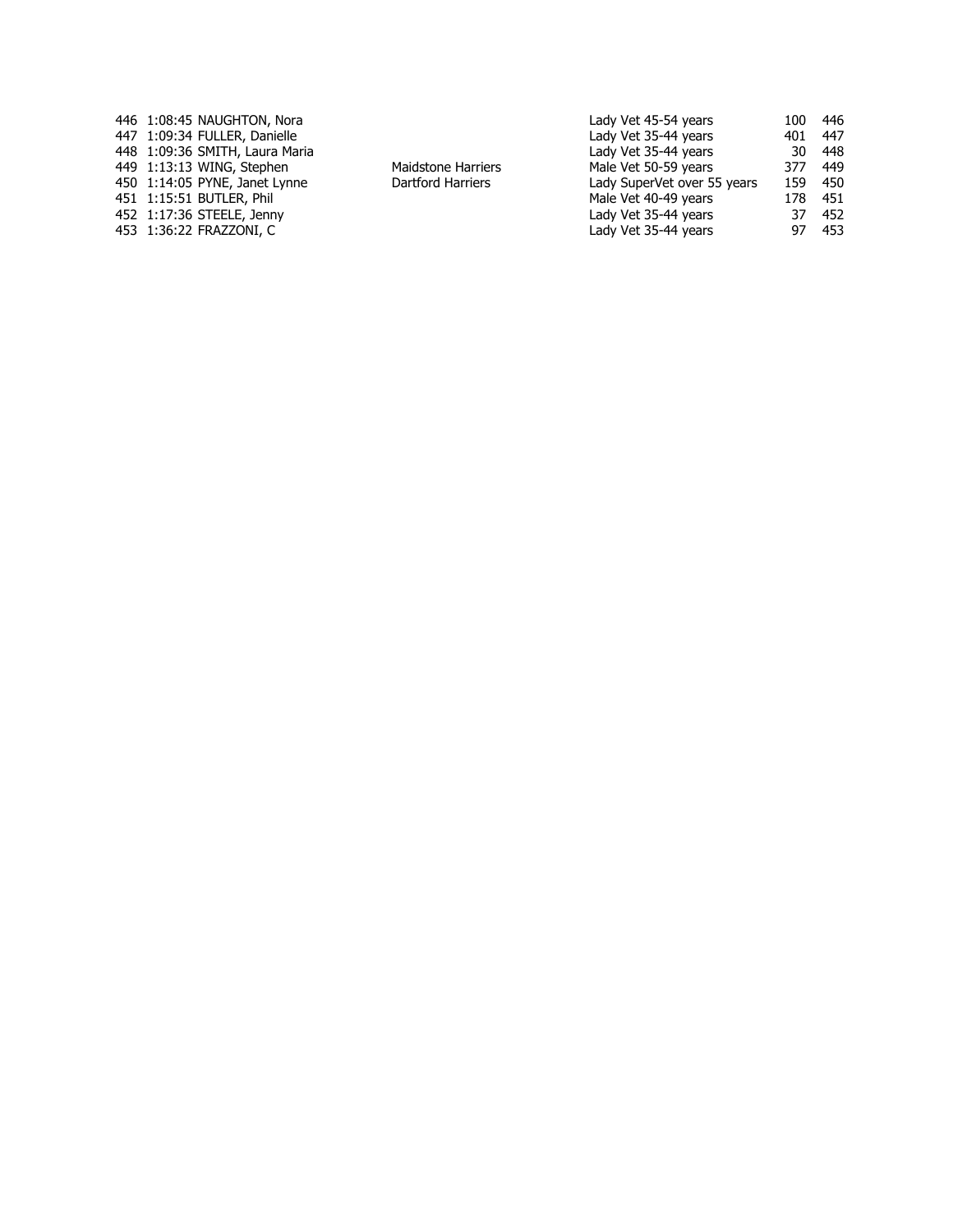| | | | | | | |
|---|---|---|---|---|---|---|
| 446 | 1:08:45 | NAUGHTON, Nora | | Lady Vet 45-54 years | 100 | 446 |
| 447 | 1:09:34 | FULLER, Danielle | | Lady Vet 35-44 years | 401 | 447 |
| 448 | 1:09:36 | SMITH, Laura Maria | | Lady Vet 35-44 years | 30 | 448 |
| 449 | 1:13:13 | WING, Stephen | Maidstone Harriers | Male Vet 50-59 years | 377 | 449 |
| 450 | 1:14:05 | PYNE, Janet Lynne | Dartford Harriers | Lady SuperVet over 55 years | 159 | 450 |
| 451 | 1:15:51 | BUTLER, Phil | | Male Vet 40-49 years | 178 | 451 |
| 452 | 1:17:36 | STEELE, Jenny | | Lady Vet 35-44 years | 37 | 452 |
| 453 | 1:36:22 | FRAZZONI, C | | Lady Vet 35-44 years | 97 | 453 |